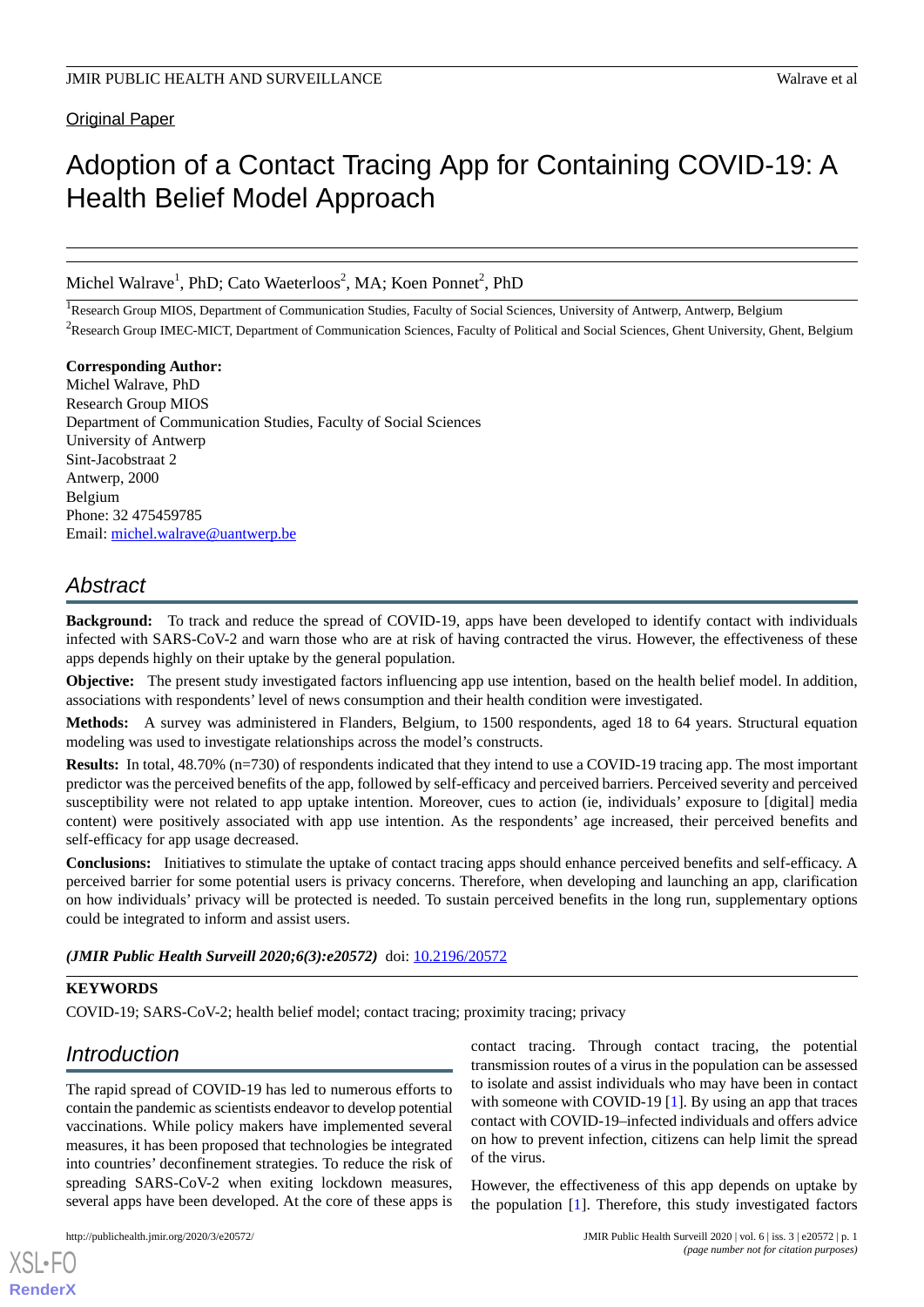Original Paper

# Adoption of a Contact Tracing App for Containing COVID-19: A Health Belief Model Approach

Michel Walrave[1], PhD; Cato Waeterloos[2], MA; Koen Ponnet[2], PhD

[1]Research Group MIOS, Department of Communication Studies, Faculty of Social Sciences, University of Antwerp, Antwerp, Belgium

[2]Research Group IMEC-MICT, Department of Communication Sciences, Faculty of Political and Social Sciences, Ghent University, Ghent, Belgium

**Corresponding Author:**
Michel Walrave, PhD
Research Group MIOS
Department of Communication Studies, Faculty of Social Sciences
University of Antwerp
Sint-Jacobstraat 2
Antwerp, 2000
Belgium
Phone: 32 475459785
Email: michel.walrave@uantwerp.be

## Abstract

**Background:** To track and reduce the spread of COVID-19, apps have been developed to identify contact with individuals infected with SARS-CoV-2 and warn those who are at risk of having contracted the virus. However, the effectiveness of these apps depends highly on their uptake by the general population.

**Objective:** The present study investigated factors influencing app use intention, based on the health belief model. In addition, associations with respondents' level of news consumption and their health condition were investigated.

**Methods:** A survey was administered in Flanders, Belgium, to 1500 respondents, aged 18 to 64 years. Structural equation modeling was used to investigate relationships across the model's constructs.

**Results:** In total, 48.70% (n=730) of respondents indicated that they intend to use a COVID-19 tracing app. The most important predictor was the perceived benefits of the app, followed by self-efficacy and perceived barriers. Perceived severity and perceived susceptibility were not related to app uptake intention. Moreover, cues to action (ie, individuals' exposure to [digital] media content) were positively associated with app use intention. As the respondents' age increased, their perceived benefits and self-efficacy for app usage decreased.

**Conclusions:** Initiatives to stimulate the uptake of contact tracing apps should enhance perceived benefits and self-efficacy. A perceived barrier for some potential users is privacy concerns. Therefore, when developing and launching an app, clarification on how individuals' privacy will be protected is needed. To sustain perceived benefits in the long run, supplementary options could be integrated to inform and assist users.

***(JMIR Public Health Surveill 2020;6(3):e20572)*** doi: 10.2196/20572

**KEYWORDS**

COVID-19; SARS-CoV-2; health belief model; contact tracing; proximity tracing; privacy

## Introduction

The rapid spread of COVID-19 has led to numerous efforts to contain the pandemic as scientists endeavor to develop potential vaccinations. While policy makers have implemented several measures, it has been proposed that technologies be integrated into countries' deconfinement strategies. To reduce the risk of spreading SARS-CoV-2 when exiting lockdown measures, several apps have been developed. At the core of these apps is contact tracing. Through contact tracing, the potential transmission routes of a virus in the population can be assessed to isolate and assist individuals who may have been in contact with someone with COVID-19 [1]. By using an app that traces contact with COVID-19–infected individuals and offers advice on how to prevent infection, citizens can help limit the spread of the virus.

However, the effectiveness of this app depends on uptake by the population [1]. Therefore, this study investigated factors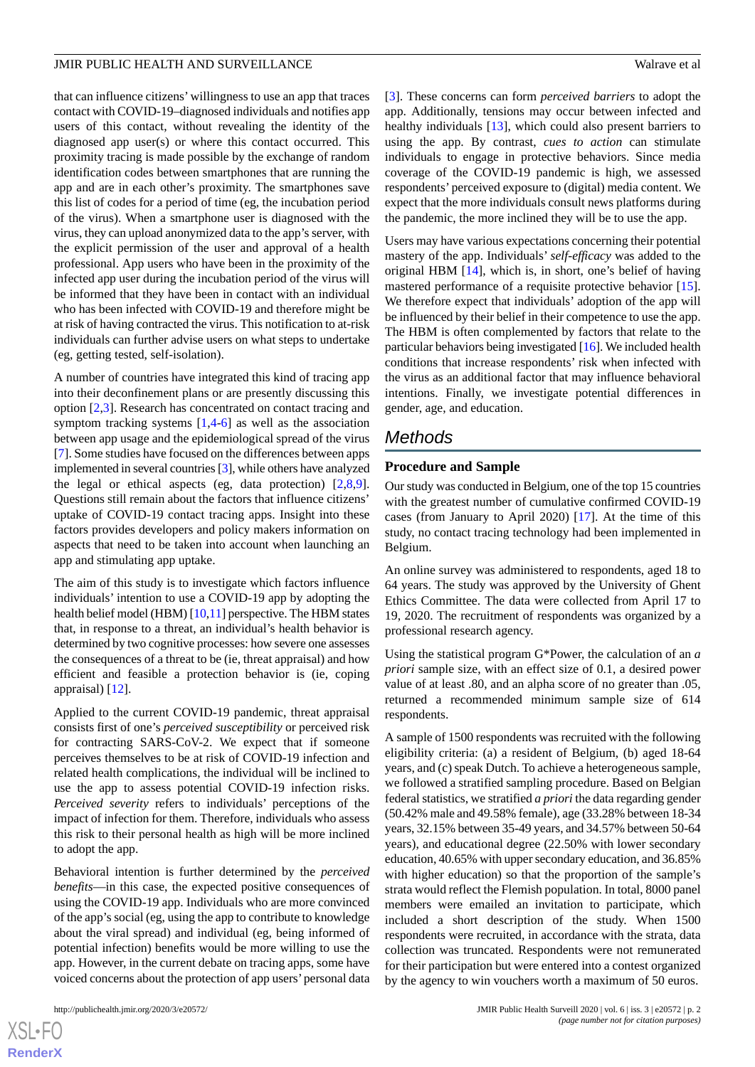that can influence citizens' willingness to use an app that traces contact with COVID-19–diagnosed individuals and notifies app users of this contact, without revealing the identity of the diagnosed app user(s) or where this contact occurred. This proximity tracing is made possible by the exchange of random identification codes between smartphones that are running the app and are in each other's proximity. The smartphones save this list of codes for a period of time (eg, the incubation period of the virus). When a smartphone user is diagnosed with the virus, they can upload anonymized data to the app's server, with the explicit permission of the user and approval of a health professional. App users who have been in the proximity of the infected app user during the incubation period of the virus will be informed that they have been in contact with an individual who has been infected with COVID-19 and therefore might be at risk of having contracted the virus. This notification to at-risk individuals can further advise users on what steps to undertake (eg, getting tested, self-isolation).

A number of countries have integrated this kind of tracing app into their deconfinement plans or are presently discussing this option [2,3]. Research has concentrated on contact tracing and symptom tracking systems [1,4-6] as well as the association between app usage and the epidemiological spread of the virus [7]. Some studies have focused on the differences between apps implemented in several countries [3], while others have analyzed the legal or ethical aspects (eg, data protection) [2,8,9]. Questions still remain about the factors that influence citizens' uptake of COVID-19 contact tracing apps. Insight into these factors provides developers and policy makers information on aspects that need to be taken into account when launching an app and stimulating app uptake.

The aim of this study is to investigate which factors influence individuals' intention to use a COVID-19 app by adopting the health belief model (HBM) [10,11] perspective. The HBM states that, in response to a threat, an individual's health behavior is determined by two cognitive processes: how severe one assesses the consequences of a threat to be (ie, threat appraisal) and how efficient and feasible a protection behavior is (ie, coping appraisal) [12].

Applied to the current COVID-19 pandemic, threat appraisal consists first of one's *perceived susceptibility* or perceived risk for contracting SARS-CoV-2. We expect that if someone perceives themselves to be at risk of COVID-19 infection and related health complications, the individual will be inclined to use the app to assess potential COVID-19 infection risks. *Perceived severity* refers to individuals' perceptions of the impact of infection for them. Therefore, individuals who assess this risk to their personal health as high will be more inclined to adopt the app.

Behavioral intention is further determined by the *perceived benefits*—in this case, the expected positive consequences of using the COVID-19 app. Individuals who are more convinced of the app's social (eg, using the app to contribute to knowledge about the viral spread) and individual (eg, being informed of potential infection) benefits would be more willing to use the app. However, in the current debate on tracing apps, some have voiced concerns about the protection of app users' personal data [3]. These concerns can form *perceived barriers* to adopt the app. Additionally, tensions may occur between infected and healthy individuals [13], which could also present barriers to using the app. By contrast, *cues to action* can stimulate individuals to engage in protective behaviors. Since media coverage of the COVID-19 pandemic is high, we assessed respondents' perceived exposure to (digital) media content. We expect that the more individuals consult news platforms during the pandemic, the more inclined they will be to use the app.

Users may have various expectations concerning their potential mastery of the app. Individuals' *self-efficacy* was added to the original HBM [14], which is, in short, one's belief of having mastered performance of a requisite protective behavior [15]. We therefore expect that individuals' adoption of the app will be influenced by their belief in their competence to use the app. The HBM is often complemented by factors that relate to the particular behaviors being investigated [16]. We included health conditions that increase respondents' risk when infected with the virus as an additional factor that may influence behavioral intentions. Finally, we investigate potential differences in gender, age, and education.

## Methods

### Procedure and Sample

Our study was conducted in Belgium, one of the top 15 countries with the greatest number of cumulative confirmed COVID-19 cases (from January to April 2020) [17]. At the time of this study, no contact tracing technology had been implemented in Belgium.

An online survey was administered to respondents, aged 18 to 64 years. The study was approved by the University of Ghent Ethics Committee. The data were collected from April 17 to 19, 2020. The recruitment of respondents was organized by a professional research agency.

Using the statistical program G*Power, the calculation of an *a priori* sample size, with an effect size of 0.1, a desired power value of at least .80, and an alpha score of no greater than .05, returned a recommended minimum sample size of 614 respondents.

A sample of 1500 respondents was recruited with the following eligibility criteria: (a) a resident of Belgium, (b) aged 18-64 years, and (c) speak Dutch. To achieve a heterogeneous sample, we followed a stratified sampling procedure. Based on Belgian federal statistics, we stratified *a priori* the data regarding gender (50.42% male and 49.58% female), age (33.28% between 18-34 years, 32.15% between 35-49 years, and 34.57% between 50-64 years), and educational degree (22.50% with lower secondary education, 40.65% with upper secondary education, and 36.85% with higher education) so that the proportion of the sample's strata would reflect the Flemish population. In total, 8000 panel members were emailed an invitation to participate, which included a short description of the study. When 1500 respondents were recruited, in accordance with the strata, data collection was truncated. Respondents were not remunerated for their participation but were entered into a contest organized by the agency to win vouchers worth a maximum of 50 euros.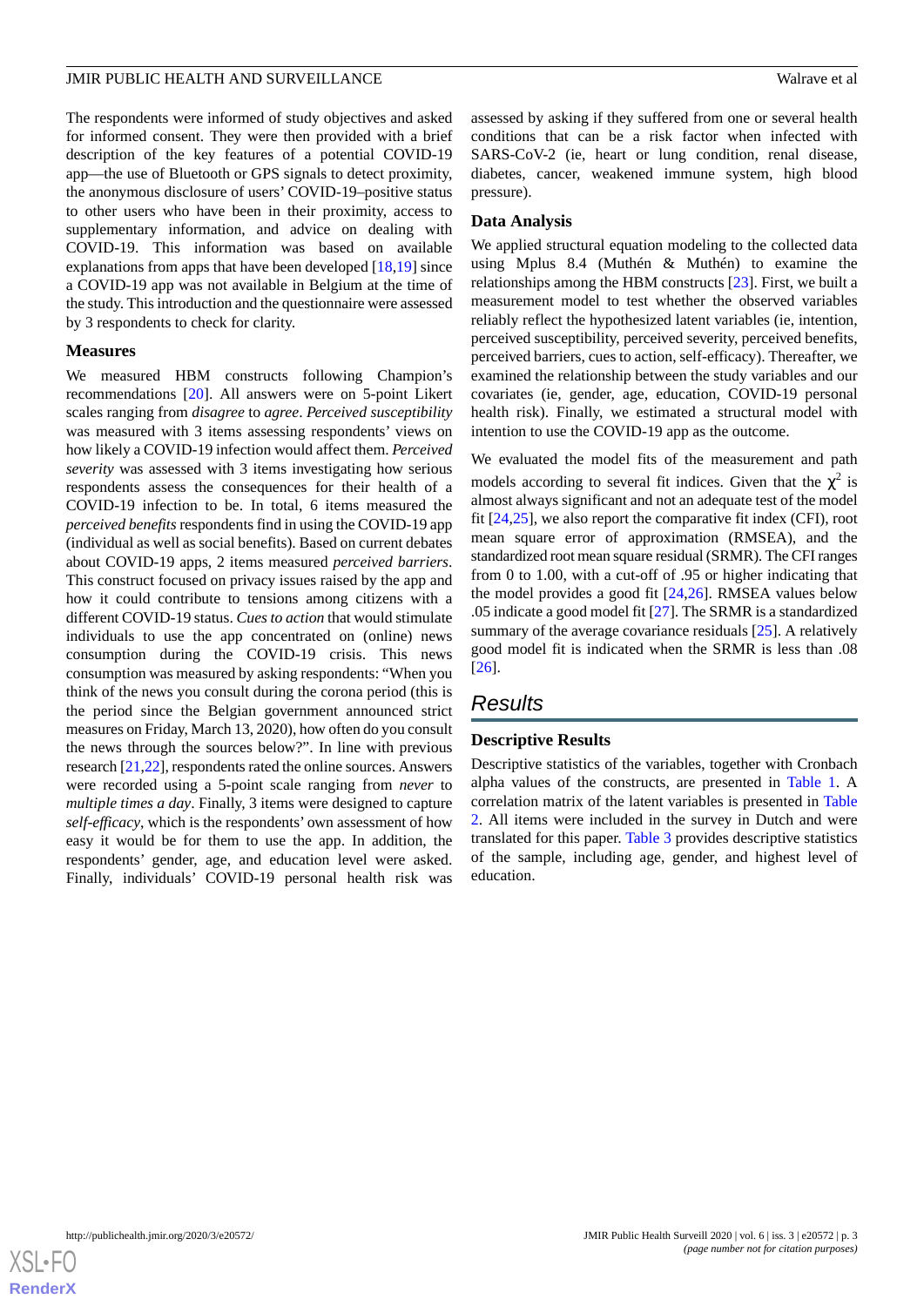The respondents were informed of study objectives and asked for informed consent. They were then provided with a brief description of the key features of a potential COVID-19 app—the use of Bluetooth or GPS signals to detect proximity, the anonymous disclosure of users' COVID-19–positive status to other users who have been in their proximity, access to supplementary information, and advice on dealing with COVID-19. This information was based on available explanations from apps that have been developed [18,19] since a COVID-19 app was not available in Belgium at the time of the study. This introduction and the questionnaire were assessed by 3 respondents to check for clarity.

### Measures

We measured HBM constructs following Champion's recommendations [20]. All answers were on 5-point Likert scales ranging from *disagree* to *agree*. *Perceived susceptibility* was measured with 3 items assessing respondents' views on how likely a COVID-19 infection would affect them. *Perceived severity* was assessed with 3 items investigating how serious respondents assess the consequences for their health of a COVID-19 infection to be. In total, 6 items measured the *perceived benefits* respondents find in using the COVID-19 app (individual as well as social benefits). Based on current debates about COVID-19 apps, 2 items measured *perceived barriers*. This construct focused on privacy issues raised by the app and how it could contribute to tensions among citizens with a different COVID-19 status. *Cues to action* that would stimulate individuals to use the app concentrated on (online) news consumption during the COVID-19 crisis. This news consumption was measured by asking respondents: "When you think of the news you consult during the corona period (this is the period since the Belgian government announced strict measures on Friday, March 13, 2020), how often do you consult the news through the sources below?". In line with previous research [21,22], respondents rated the online sources. Answers were recorded using a 5-point scale ranging from *never* to *multiple times a day*. Finally, 3 items were designed to capture *self-efficacy*, which is the respondents' own assessment of how easy it would be for them to use the app. In addition, the respondents' gender, age, and education level were asked. Finally, individuals' COVID-19 personal health risk was assessed by asking if they suffered from one or several health conditions that can be a risk factor when infected with SARS-CoV-2 (ie, heart or lung condition, renal disease, diabetes, cancer, weakened immune system, high blood pressure).

### Data Analysis

We applied structural equation modeling to the collected data using Mplus 8.4 (Muthén & Muthén) to examine the relationships among the HBM constructs [23]. First, we built a measurement model to test whether the observed variables reliably reflect the hypothesized latent variables (ie, intention, perceived susceptibility, perceived severity, perceived benefits, perceived barriers, cues to action, self-efficacy). Thereafter, we examined the relationship between the study variables and our covariates (ie, gender, age, education, COVID-19 personal health risk). Finally, we estimated a structural model with intention to use the COVID-19 app as the outcome.

We evaluated the model fits of the measurement and path models according to several fit indices. Given that the $\chi^2$ is almost always significant and not an adequate test of the model fit [24,25], we also report the comparative fit index (CFI), root mean square error of approximation (RMSEA), and the standardized root mean square residual (SRMR). The CFI ranges from 0 to 1.00, with a cut-off of .95 or higher indicating that the model provides a good fit [24,26]. RMSEA values below .05 indicate a good model fit [27]. The SRMR is a standardized summary of the average covariance residuals [25]. A relatively good model fit is indicated when the SRMR is less than .08 [26].

## Results

### Descriptive Results

Descriptive statistics of the variables, together with Cronbach alpha values of the constructs, are presented in Table 1. A correlation matrix of the latent variables is presented in Table 2. All items were included in the survey in Dutch and were translated for this paper. Table 3 provides descriptive statistics of the sample, including age, gender, and highest level of education.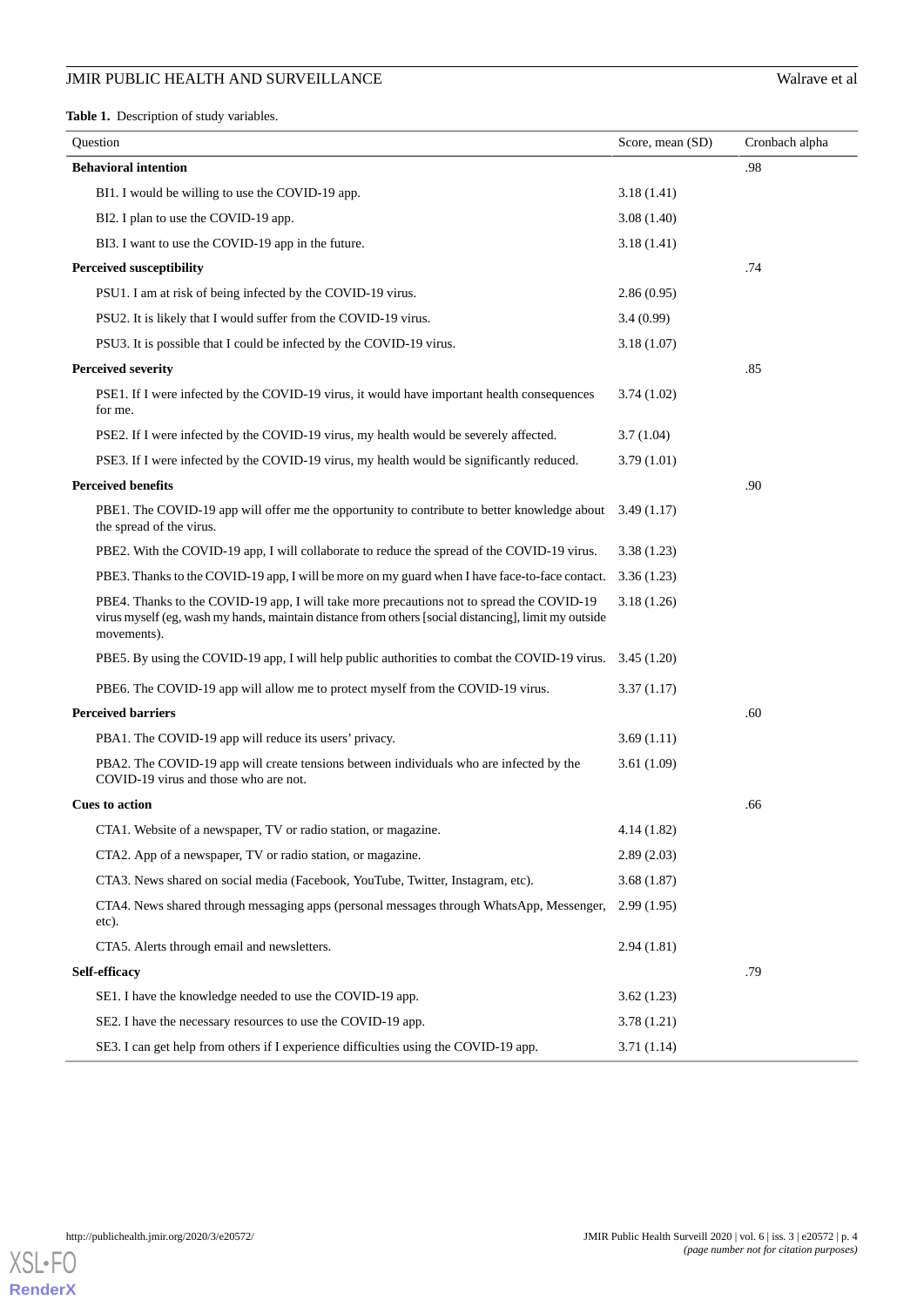**Table 1.** Description of study variables.

| Question | Score, mean (SD) | Cronbach alpha |
|---|---|---|
| **Behavioral intention** | | .98 |
| BI1. I would be willing to use the COVID-19 app. | 3.18 (1.41) | |
| BI2. I plan to use the COVID-19 app. | 3.08 (1.40) | |
| BI3. I want to use the COVID-19 app in the future. | 3.18 (1.41) | |
| **Perceived susceptibility** | | .74 |
| PSU1. I am at risk of being infected by the COVID-19 virus. | 2.86 (0.95) | |
| PSU2. It is likely that I would suffer from the COVID-19 virus. | 3.4 (0.99) | |
| PSU3. It is possible that I could be infected by the COVID-19 virus. | 3.18 (1.07) | |
| **Perceived severity** | | .85 |
| PSE1. If I were infected by the COVID-19 virus, it would have important health consequences for me. | 3.74 (1.02) | |
| PSE2. If I were infected by the COVID-19 virus, my health would be severely affected. | 3.7 (1.04) | |
| PSE3. If I were infected by the COVID-19 virus, my health would be significantly reduced. | 3.79 (1.01) | |
| **Perceived benefits** | | .90 |
| PBE1. The COVID-19 app will offer me the opportunity to contribute to better knowledge about the spread of the virus. | 3.49 (1.17) | |
| PBE2. With the COVID-19 app, I will collaborate to reduce the spread of the COVID-19 virus. | 3.38 (1.23) | |
| PBE3. Thanks to the COVID-19 app, I will be more on my guard when I have face-to-face contact. | 3.36 (1.23) | |
| PBE4. Thanks to the COVID-19 app, I will take more precautions not to spread the COVID-19 virus myself (eg, wash my hands, maintain distance from others [social distancing], limit my outside movements). | 3.18 (1.26) | |
| PBE5. By using the COVID-19 app, I will help public authorities to combat the COVID-19 virus. | 3.45 (1.20) | |
| PBE6. The COVID-19 app will allow me to protect myself from the COVID-19 virus. | 3.37 (1.17) | |
| **Perceived barriers** | | .60 |
| PBA1. The COVID-19 app will reduce its users' privacy. | 3.69 (1.11) | |
| PBA2. The COVID-19 app will create tensions between individuals who are infected by the COVID-19 virus and those who are not. | 3.61 (1.09) | |
| **Cues to action** | | .66 |
| CTA1. Website of a newspaper, TV or radio station, or magazine. | 4.14 (1.82) | |
| CTA2. App of a newspaper, TV or radio station, or magazine. | 2.89 (2.03) | |
| CTA3. News shared on social media (Facebook, YouTube, Twitter, Instagram, etc). | 3.68 (1.87) | |
| CTA4. News shared through messaging apps (personal messages through WhatsApp, Messenger, etc). | 2.99 (1.95) | |
| CTA5. Alerts through email and newsletters. | 2.94 (1.81) | |
| **Self-efficacy** | | .79 |
| SE1. I have the knowledge needed to use the COVID-19 app. | 3.62 (1.23) | |
| SE2. I have the necessary resources to use the COVID-19 app. | 3.78 (1.21) | |
| SE3. I can get help from others if I experience difficulties using the COVID-19 app. | 3.71 (1.14) | |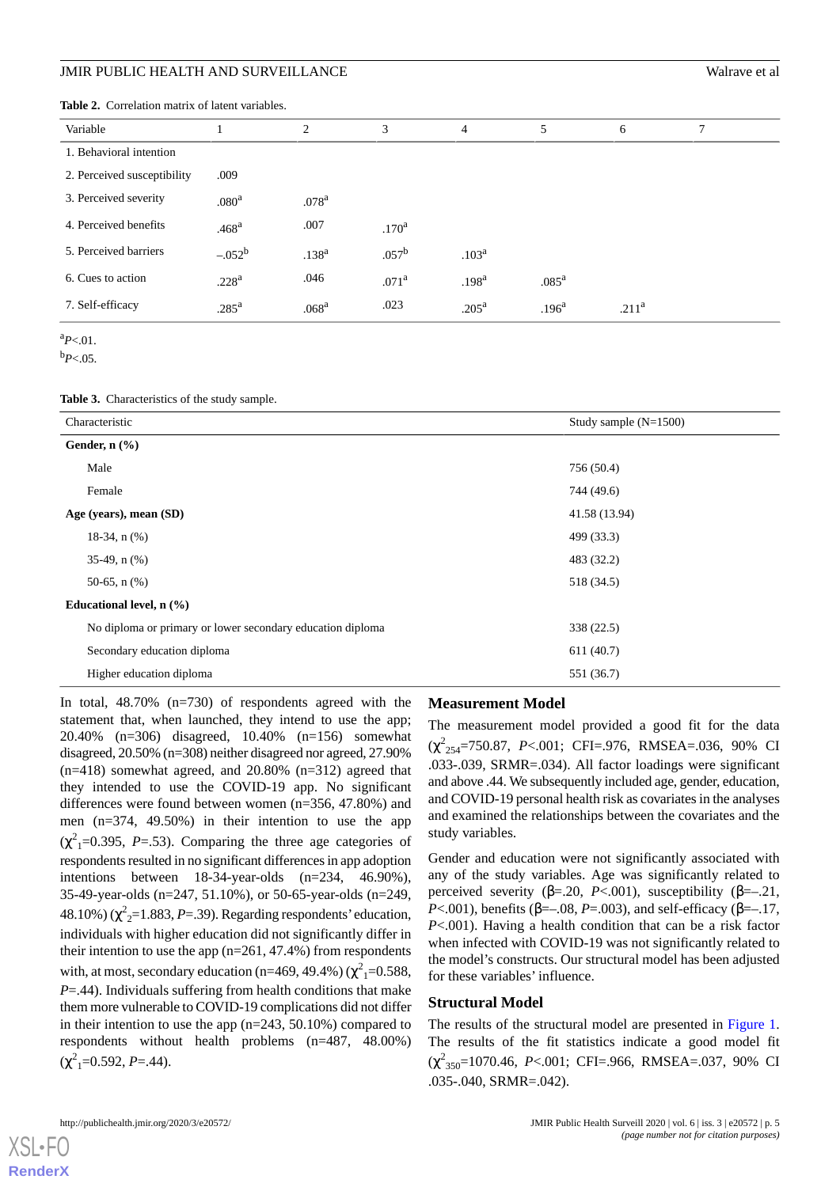**Table 2.** Correlation matrix of latent variables.

| Variable | 1 | 2 | 3 | 4 | 5 | 6 | 7 |
|---|---|---|---|---|---|---|---|
| 1. Behavioral intention | | | | | | | |
| 2. Perceived susceptibility | .009 | | | | | | |
| 3. Perceived severity | .080[a] | .078[a] | | | | | |
| 4. Perceived benefits | .468[a] | .007 | .170[a] | | | | |
| 5. Perceived barriers | –.052[b] | .138[a] | .057[b] | .103[a] | | | |
| 6. Cues to action | .228[a] | .046 | .071[a] | .198[a] | .085[a] | | |
| 7. Self-efficacy | .285[a] | .068[a] | .023 | .205[a] | .196[a] | .211[a] | |

[a]*P*<.01.

[b]*P*<.05.

**Table 3.** Characteristics of the study sample.

| Characteristic | Study sample (N=1500) |
|---|---|
| **Gender, n (%)** | |
| Male | 756 (50.4) |
| Female | 744 (49.6) |
| **Age (years), mean (SD)** | 41.58 (13.94) |
| 18-34, n (%) | 499 (33.3) |
| 35-49, n (%) | 483 (32.2) |
| 50-65, n (%) | 518 (34.5) |
| **Educational level, n (%)** | |
| No diploma or primary or lower secondary education diploma | 338 (22.5) |
| Secondary education diploma | 611 (40.7) |
| Higher education diploma | 551 (36.7) |

In total, 48.70% (n=730) of respondents agreed with the statement that, when launched, they intend to use the app; 20.40% (n=306) disagreed, 10.40% (n=156) somewhat disagreed, 20.50% (n=308) neither disagreed nor agreed, 27.90% (n=418) somewhat agreed, and 20.80% (n=312) agreed that they intended to use the COVID-19 app. No significant differences were found between women (n=356, 47.80%) and men (n=374, 49.50%) in their intention to use the app ($\chi^2_1$=0.395, *P*=.53). Comparing the three age categories of respondents resulted in no significant differences in app adoption intentions between 18-34-year-olds (n=234, 46.90%), 35-49-year-olds (n=247, 51.10%), or 50-65-year-olds (n=249, 48.10%) ($\chi^2_2$=1.883, *P*=.39). Regarding respondents' education, individuals with higher education did not significantly differ in their intention to use the app (n=261, 47.4%) from respondents with, at most, secondary education (n=469, 49.4%) ($\chi^2_1$=0.588, *P*=.44). Individuals suffering from health conditions that make them more vulnerable to COVID-19 complications did not differ in their intention to use the app (n=243, 50.10%) compared to respondents without health problems (n=487, 48.00%) ($\chi^2_1$=0.592, *P*=.44).

## Measurement Model

The measurement model provided a good fit for the data ($\chi^2_{254}$=750.87, *P*<.001; CFI=.976, RMSEA=.036, 90% CI .033-.039, SRMR=.034). All factor loadings were significant and above .44. We subsequently included age, gender, education, and COVID-19 personal health risk as covariates in the analyses and examined the relationships between the covariates and the study variables.

Gender and education were not significantly associated with any of the study variables. Age was significantly related to perceived severity (β=.20, *P*<.001), susceptibility (β=–.21, *P*<.001), benefits (β=–.08, *P*=.003), and self-efficacy (β=–.17, *P*<.001). Having a health condition that can be a risk factor when infected with COVID-19 was not significantly related to the model's constructs. Our structural model has been adjusted for these variables' influence.

## Structural Model

The results of the structural model are presented in Figure 1. The results of the fit statistics indicate a good model fit ($\chi^2_{350}$=1070.46, *P*<.001; CFI=.966, RMSEA=.037, 90% CI .035-.040, SRMR=.042).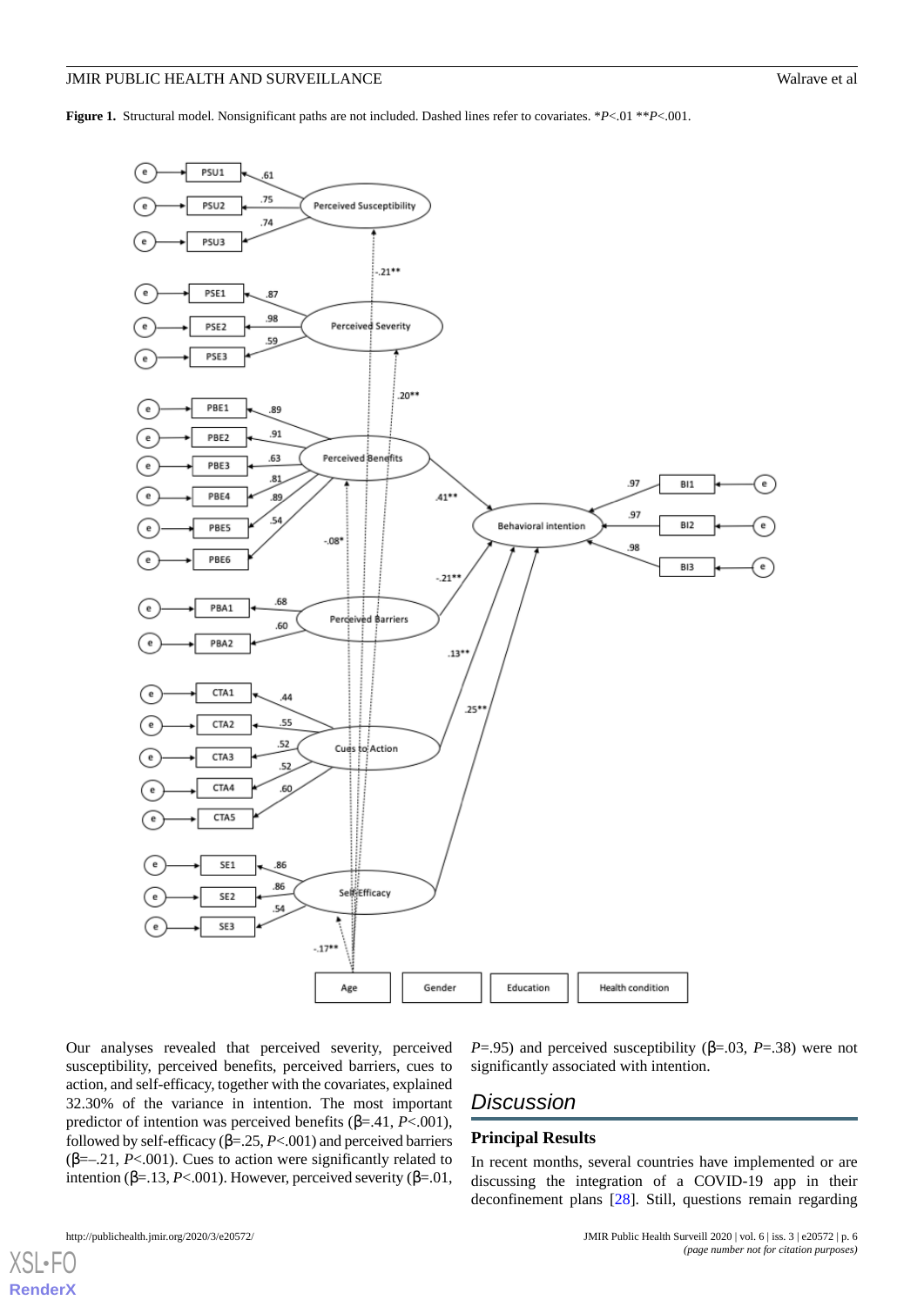**Figure 1.** Structural model. Nonsignificant paths are not included. Dashed lines refer to covariates. \*$P$<.01 \*\*$P$<.001.

Our analyses revealed that perceived severity, perceived susceptibility, perceived benefits, perceived barriers, cues to action, and self-efficacy, together with the covariates, explained 32.30% of the variance in intention. The most important predictor of intention was perceived benefits (β=.41, $P$<.001), followed by self-efficacy (β=.25, $P$<.001) and perceived barriers (β=–.21, $P$<.001). Cues to action were significantly related to intention (β=.13, $P$<.001). However, perceived severity (β=.01, $P$=.95) and perceived susceptibility (β=.03, $P$=.38) were not significantly associated with intention.

## Discussion

### Principal Results

In recent months, several countries have implemented or are discussing the integration of a COVID-19 app in their deconfinement plans [28]. Still, questions remain regarding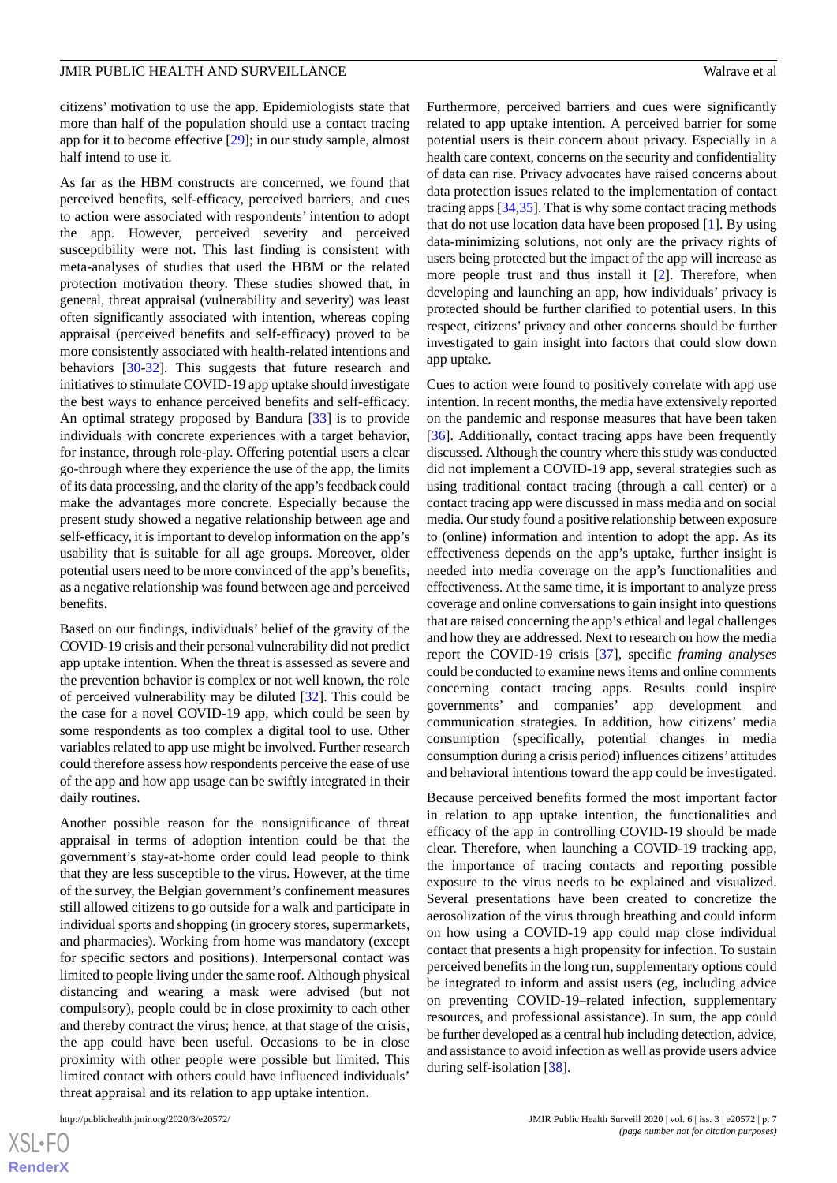citizens' motivation to use the app. Epidemiologists state that more than half of the population should use a contact tracing app for it to become effective [29]; in our study sample, almost half intend to use it.

As far as the HBM constructs are concerned, we found that perceived benefits, self-efficacy, perceived barriers, and cues to action were associated with respondents' intention to adopt the app. However, perceived severity and perceived susceptibility were not. This last finding is consistent with meta-analyses of studies that used the HBM or the related protection motivation theory. These studies showed that, in general, threat appraisal (vulnerability and severity) was least often significantly associated with intention, whereas coping appraisal (perceived benefits and self-efficacy) proved to be more consistently associated with health-related intentions and behaviors [30-32]. This suggests that future research and initiatives to stimulate COVID-19 app uptake should investigate the best ways to enhance perceived benefits and self-efficacy. An optimal strategy proposed by Bandura [33] is to provide individuals with concrete experiences with a target behavior, for instance, through role-play. Offering potential users a clear go-through where they experience the use of the app, the limits of its data processing, and the clarity of the app's feedback could make the advantages more concrete. Especially because the present study showed a negative relationship between age and self-efficacy, it is important to develop information on the app's usability that is suitable for all age groups. Moreover, older potential users need to be more convinced of the app's benefits, as a negative relationship was found between age and perceived benefits.

Based on our findings, individuals' belief of the gravity of the COVID-19 crisis and their personal vulnerability did not predict app uptake intention. When the threat is assessed as severe and the prevention behavior is complex or not well known, the role of perceived vulnerability may be diluted [32]. This could be the case for a novel COVID-19 app, which could be seen by some respondents as too complex a digital tool to use. Other variables related to app use might be involved. Further research could therefore assess how respondents perceive the ease of use of the app and how app usage can be swiftly integrated in their daily routines.

Another possible reason for the nonsignificance of threat appraisal in terms of adoption intention could be that the government's stay-at-home order could lead people to think that they are less susceptible to the virus. However, at the time of the survey, the Belgian government's confinement measures still allowed citizens to go outside for a walk and participate in individual sports and shopping (in grocery stores, supermarkets, and pharmacies). Working from home was mandatory (except for specific sectors and positions). Interpersonal contact was limited to people living under the same roof. Although physical distancing and wearing a mask were advised (but not compulsory), people could be in close proximity to each other and thereby contract the virus; hence, at that stage of the crisis, the app could have been useful. Occasions to be in close proximity with other people were possible but limited. This limited contact with others could have influenced individuals' threat appraisal and its relation to app uptake intention.

Furthermore, perceived barriers and cues were significantly related to app uptake intention. A perceived barrier for some potential users is their concern about privacy. Especially in a health care context, concerns on the security and confidentiality of data can rise. Privacy advocates have raised concerns about data protection issues related to the implementation of contact tracing apps [34,35]. That is why some contact tracing methods that do not use location data have been proposed [1]. By using data-minimizing solutions, not only are the privacy rights of users being protected but the impact of the app will increase as more people trust and thus install it [2]. Therefore, when developing and launching an app, how individuals' privacy is protected should be further clarified to potential users. In this respect, citizens' privacy and other concerns should be further investigated to gain insight into factors that could slow down app uptake.

Cues to action were found to positively correlate with app use intention. In recent months, the media have extensively reported on the pandemic and response measures that have been taken [36]. Additionally, contact tracing apps have been frequently discussed. Although the country where this study was conducted did not implement a COVID-19 app, several strategies such as using traditional contact tracing (through a call center) or a contact tracing app were discussed in mass media and on social media. Our study found a positive relationship between exposure to (online) information and intention to adopt the app. As its effectiveness depends on the app's uptake, further insight is needed into media coverage on the app's functionalities and effectiveness. At the same time, it is important to analyze press coverage and online conversations to gain insight into questions that are raised concerning the app's ethical and legal challenges and how they are addressed. Next to research on how the media report the COVID-19 crisis [37], specific *framing analyses* could be conducted to examine news items and online comments concerning contact tracing apps. Results could inspire governments' and companies' app development and communication strategies. In addition, how citizens' media consumption (specifically, potential changes in media consumption during a crisis period) influences citizens' attitudes and behavioral intentions toward the app could be investigated.

Because perceived benefits formed the most important factor in relation to app uptake intention, the functionalities and efficacy of the app in controlling COVID-19 should be made clear. Therefore, when launching a COVID-19 tracking app, the importance of tracing contacts and reporting possible exposure to the virus needs to be explained and visualized. Several presentations have been created to concretize the aerosolization of the virus through breathing and could inform on how using a COVID-19 app could map close individual contact that presents a high propensity for infection. To sustain perceived benefits in the long run, supplementary options could be integrated to inform and assist users (eg, including advice on preventing COVID-19–related infection, supplementary resources, and professional assistance). In sum, the app could be further developed as a central hub including detection, advice, and assistance to avoid infection as well as provide users advice during self-isolation [38].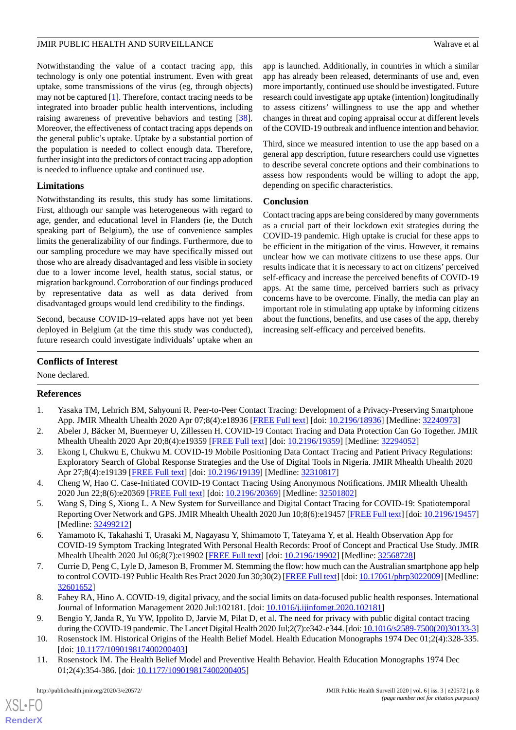Notwithstanding the value of a contact tracing app, this technology is only one potential instrument. Even with great uptake, some transmissions of the virus (eg, through objects) may not be captured [1]. Therefore, contact tracing needs to be integrated into broader public health interventions, including raising awareness of preventive behaviors and testing [38]. Moreover, the effectiveness of contact tracing apps depends on the general public's uptake. Uptake by a substantial portion of the population is needed to collect enough data. Therefore, further insight into the predictors of contact tracing app adoption is needed to influence uptake and continued use.

### Limitations

Notwithstanding its results, this study has some limitations. First, although our sample was heterogeneous with regard to age, gender, and educational level in Flanders (ie, the Dutch speaking part of Belgium), the use of convenience samples limits the generalizability of our findings. Furthermore, due to our sampling procedure we may have specifically missed out those who are already disadvantaged and less visible in society due to a lower income level, health status, social status, or migration background. Corroboration of our findings produced by representative data as well as data derived from disadvantaged groups would lend credibility to the findings.

Second, because COVID-19–related apps have not yet been deployed in Belgium (at the time this study was conducted), future research could investigate individuals' uptake when an app is launched. Additionally, in countries in which a similar app has already been released, determinants of use and, even more importantly, continued use should be investigated. Future research could investigate app uptake (intention) longitudinally to assess citizens' willingness to use the app and whether changes in threat and coping appraisal occur at different levels of the COVID-19 outbreak and influence intention and behavior.

Third, since we measured intention to use the app based on a general app description, future researchers could use vignettes to describe several concrete options and their combinations to assess how respondents would be willing to adopt the app, depending on specific characteristics.

### Conclusion

Contact tracing apps are being considered by many governments as a crucial part of their lockdown exit strategies during the COVID-19 pandemic. High uptake is crucial for these apps to be efficient in the mitigation of the virus. However, it remains unclear how we can motivate citizens to use these apps. Our results indicate that it is necessary to act on citizens' perceived self-efficacy and increase the perceived benefits of COVID-19 apps. At the same time, perceived barriers such as privacy concerns have to be overcome. Finally, the media can play an important role in stimulating app uptake by informing citizens about the functions, benefits, and use cases of the app, thereby increasing self-efficacy and perceived benefits.

## Conflicts of Interest

None declared.

## References

1. Yasaka TM, Lehrich BM, Sahyouni R. Peer-to-Peer Contact Tracing: Development of a Privacy-Preserving Smartphone App. JMIR Mhealth Uhealth 2020 Apr 07;8(4):e18936 [FREE Full text] [doi: 10.2196/18936] [Medline: 32240973]
2. Abeler J, Bäcker M, Buermeyer U, Zillessen H. COVID-19 Contact Tracing and Data Protection Can Go Together. JMIR Mhealth Uhealth 2020 Apr 20;8(4):e19359 [FREE Full text] [doi: 10.2196/19359] [Medline: 32294052]
3. Ekong I, Chukwu E, Chukwu M. COVID-19 Mobile Positioning Data Contact Tracing and Patient Privacy Regulations: Exploratory Search of Global Response Strategies and the Use of Digital Tools in Nigeria. JMIR Mhealth Uhealth 2020 Apr 27;8(4):e19139 [FREE Full text] [doi: 10.2196/19139] [Medline: 32310817]
4. Cheng W, Hao C. Case-Initiated COVID-19 Contact Tracing Using Anonymous Notifications. JMIR Mhealth Uhealth 2020 Jun 22;8(6):e20369 [FREE Full text] [doi: 10.2196/20369] [Medline: 32501802]
5. Wang S, Ding S, Xiong L. A New System for Surveillance and Digital Contact Tracing for COVID-19: Spatiotemporal Reporting Over Network and GPS. JMIR Mhealth Uhealth 2020 Jun 10;8(6):e19457 [FREE Full text] [doi: 10.2196/19457] [Medline: 32499212]
6. Yamamoto K, Takahashi T, Urasaki M, Nagayasu Y, Shimamoto T, Tateyama Y, et al. Health Observation App for COVID-19 Symptom Tracking Integrated With Personal Health Records: Proof of Concept and Practical Use Study. JMIR Mhealth Uhealth 2020 Jul 06;8(7):e19902 [FREE Full text] [doi: 10.2196/19902] [Medline: 32568728]
7. Currie D, Peng C, Lyle D, Jameson B, Frommer M. Stemming the flow: how much can the Australian smartphone app help to control COVID-19? Public Health Res Pract 2020 Jun 30;30(2) [FREE Full text] [doi: 10.17061/phrp3022009] [Medline: 32601652]
8. Fahey RA, Hino A. COVID-19, digital privacy, and the social limits on data-focused public health responses. International Journal of Information Management 2020 Jul:102181. [doi: 10.1016/j.ijinfomgt.2020.102181]
9. Bengio Y, Janda R, Yu YW, Ippolito D, Jarvie M, Pilat D, et al. The need for privacy with public digital contact tracing during the COVID-19 pandemic. The Lancet Digital Health 2020 Jul;2(7):e342-e344. [doi: 10.1016/s2589-7500(20)30133-3]
10. Rosenstock IM. Historical Origins of the Health Belief Model. Health Education Monographs 1974 Dec 01;2(4):328-335. [doi: 10.1177/109019817400200403]
11. Rosenstock IM. The Health Belief Model and Preventive Health Behavior. Health Education Monographs 1974 Dec 01;2(4):354-386. [doi: 10.1177/109019817400200405]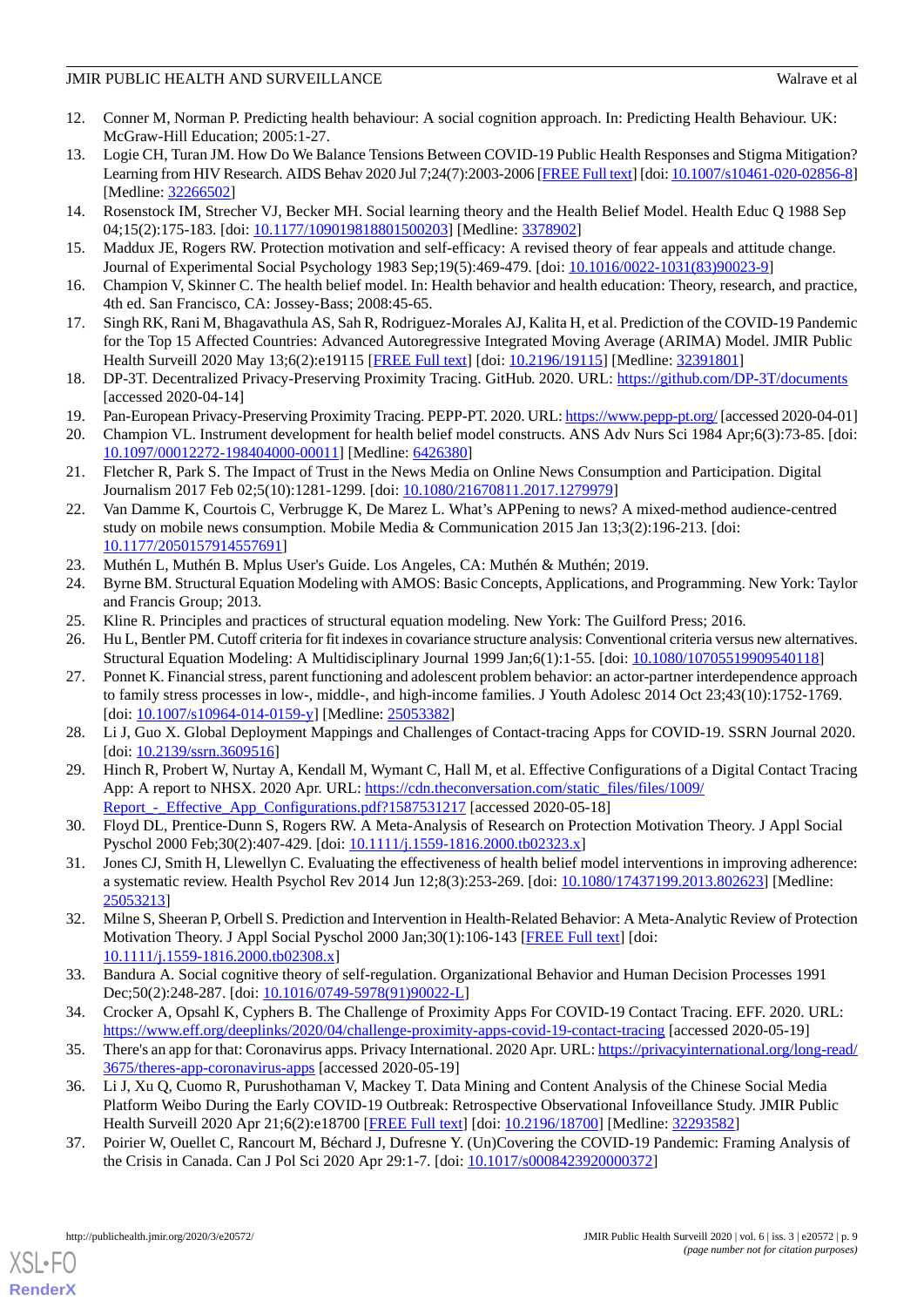12. Conner M, Norman P. Predicting health behaviour: A social cognition approach. In: Predicting Health Behaviour. UK: McGraw-Hill Education; 2005:1-27.
13. Logie CH, Turan JM. How Do We Balance Tensions Between COVID-19 Public Health Responses and Stigma Mitigation? Learning from HIV Research. AIDS Behav 2020 Jul 7;24(7):2003-2006 [FREE Full text] [doi: 10.1007/s10461-020-02856-8] [Medline: 32266502]
14. Rosenstock IM, Strecher VJ, Becker MH. Social learning theory and the Health Belief Model. Health Educ Q 1988 Sep 04;15(2):175-183. [doi: 10.1177/109019818801500203] [Medline: 3378902]
15. Maddux JE, Rogers RW. Protection motivation and self-efficacy: A revised theory of fear appeals and attitude change. Journal of Experimental Social Psychology 1983 Sep;19(5):469-479. [doi: 10.1016/0022-1031(83)90023-9]
16. Champion V, Skinner C. The health belief model. In: Health behavior and health education: Theory, research, and practice, 4th ed. San Francisco, CA: Jossey-Bass; 2008:45-65.
17. Singh RK, Rani M, Bhagavathula AS, Sah R, Rodriguez-Morales AJ, Kalita H, et al. Prediction of the COVID-19 Pandemic for the Top 15 Affected Countries: Advanced Autoregressive Integrated Moving Average (ARIMA) Model. JMIR Public Health Surveill 2020 May 13;6(2):e19115 [FREE Full text] [doi: 10.2196/19115] [Medline: 32391801]
18. DP-3T. Decentralized Privacy-Preserving Proximity Tracing. GitHub. 2020. URL: https://github.com/DP-3T/documents [accessed 2020-04-14]
19. Pan-European Privacy-Preserving Proximity Tracing. PEPP-PT. 2020. URL: https://www.pepp-pt.org/ [accessed 2020-04-01]
20. Champion VL. Instrument development for health belief model constructs. ANS Adv Nurs Sci 1984 Apr;6(3):73-85. [doi: 10.1097/00012272-198404000-00011] [Medline: 6426380]
21. Fletcher R, Park S. The Impact of Trust in the News Media on Online News Consumption and Participation. Digital Journalism 2017 Feb 02;5(10):1281-1299. [doi: 10.1080/21670811.2017.1279979]
22. Van Damme K, Courtois C, Verbrugge K, De Marez L. What's APPening to news? A mixed-method audience-centred study on mobile news consumption. Mobile Media & Communication 2015 Jan 13;3(2):196-213. [doi: 10.1177/2050157914557691]
23. Muthén L, Muthén B. Mplus User's Guide. Los Angeles, CA: Muthén & Muthén; 2019.
24. Byrne BM. Structural Equation Modeling with AMOS: Basic Concepts, Applications, and Programming. New York: Taylor and Francis Group; 2013.
25. Kline R. Principles and practices of structural equation modeling. New York: The Guilford Press; 2016.
26. Hu L, Bentler PM. Cutoff criteria for fit indexes in covariance structure analysis: Conventional criteria versus new alternatives. Structural Equation Modeling: A Multidisciplinary Journal 1999 Jan;6(1):1-55. [doi: 10.1080/10705519909540118]
27. Ponnet K. Financial stress, parent functioning and adolescent problem behavior: an actor-partner interdependence approach to family stress processes in low-, middle-, and high-income families. J Youth Adolesc 2014 Oct 23;43(10):1752-1769. [doi: 10.1007/s10964-014-0159-y] [Medline: 25053382]
28. Li J, Guo X. Global Deployment Mappings and Challenges of Contact-tracing Apps for COVID-19. SSRN Journal 2020. [doi: 10.2139/ssrn.3609516]
29. Hinch R, Probert W, Nurtay A, Kendall M, Wymant C, Hall M, et al. Effective Configurations of a Digital Contact Tracing App: A report to NHSX. 2020 Apr. URL: https://cdn.theconversation.com/static_files/files/1009/Report_-_Effective_App_Configurations.pdf?1587531217 [accessed 2020-05-18]
30. Floyd DL, Prentice-Dunn S, Rogers RW. A Meta-Analysis of Research on Protection Motivation Theory. J Appl Social Pyschol 2000 Feb;30(2):407-429. [doi: 10.1111/j.1559-1816.2000.tb02323.x]
31. Jones CJ, Smith H, Llewellyn C. Evaluating the effectiveness of health belief model interventions in improving adherence: a systematic review. Health Psychol Rev 2014 Jun 12;8(3):253-269. [doi: 10.1080/17437199.2013.802623] [Medline: 25053213]
32. Milne S, Sheeran P, Orbell S. Prediction and Intervention in Health-Related Behavior: A Meta-Analytic Review of Protection Motivation Theory. J Appl Social Pyschol 2000 Jan;30(1):106-143 [FREE Full text] [doi: 10.1111/j.1559-1816.2000.tb02308.x]
33. Bandura A. Social cognitive theory of self-regulation. Organizational Behavior and Human Decision Processes 1991 Dec;50(2):248-287. [doi: 10.1016/0749-5978(91)90022-L]
34. Crocker A, Opsahl K, Cyphers B. The Challenge of Proximity Apps For COVID-19 Contact Tracing. EFF. 2020. URL: https://www.eff.org/deeplinks/2020/04/challenge-proximity-apps-covid-19-contact-tracing [accessed 2020-05-19]
35. There's an app for that: Coronavirus apps. Privacy International. 2020 Apr. URL: https://privacyinternational.org/long-read/3675/theres-app-coronavirus-apps [accessed 2020-05-19]
36. Li J, Xu Q, Cuomo R, Purushothaman V, Mackey T. Data Mining and Content Analysis of the Chinese Social Media Platform Weibo During the Early COVID-19 Outbreak: Retrospective Observational Infoveillance Study. JMIR Public Health Surveill 2020 Apr 21;6(2):e18700 [FREE Full text] [doi: 10.2196/18700] [Medline: 32293582]
37. Poirier W, Ouellet C, Rancourt M, Béchard J, Dufresne Y. (Un)Covering the COVID-19 Pandemic: Framing Analysis of the Crisis in Canada. Can J Pol Sci 2020 Apr 29:1-7. [doi: 10.1017/s0008423920000372]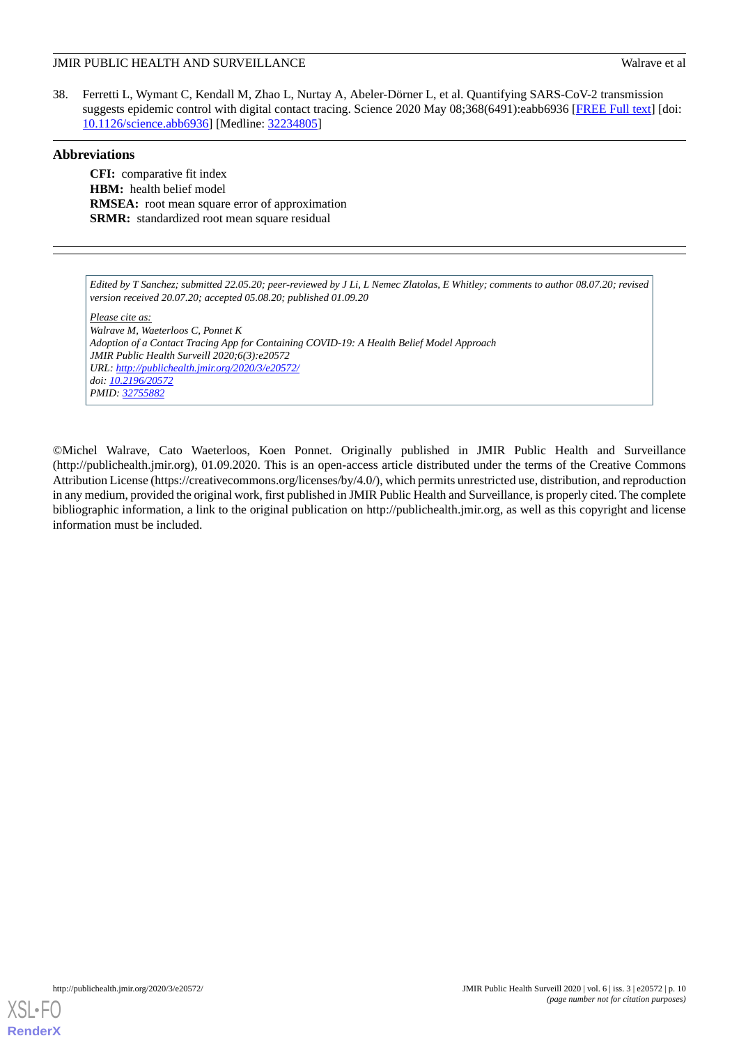38. Ferretti L, Wymant C, Kendall M, Zhao L, Nurtay A, Abeler-Dörner L, et al. Quantifying SARS-CoV-2 transmission suggests epidemic control with digital contact tracing. Science 2020 May 08;368(6491):eabb6936 [FREE Full text] [doi: 10.1126/science.abb6936] [Medline: 32234805]

## Abbreviations

**CFI:** comparative fit index
**HBM:** health belief model
**RMSEA:** root mean square error of approximation
**SRMR:** standardized root mean square residual

*Edited by T Sanchez; submitted 22.05.20; peer-reviewed by J Li, L Nemec Zlatolas, E Whitley; comments to author 08.07.20; revised version received 20.07.20; accepted 05.08.20; published 01.09.20*

*Please cite as:*
*Walrave M, Waeterloos C, Ponnet K*
*Adoption of a Contact Tracing App for Containing COVID-19: A Health Belief Model Approach*
*JMIR Public Health Surveill 2020;6(3):e20572*
*URL: http://publichealth.jmir.org/2020/3/e20572/*
*doi: 10.2196/20572*
*PMID: 32755882*

©Michel Walrave, Cato Waeterloos, Koen Ponnet. Originally published in JMIR Public Health and Surveillance (http://publichealth.jmir.org), 01.09.2020. This is an open-access article distributed under the terms of the Creative Commons Attribution License (https://creativecommons.org/licenses/by/4.0/), which permits unrestricted use, distribution, and reproduction in any medium, provided the original work, first published in JMIR Public Health and Surveillance, is properly cited. The complete bibliographic information, a link to the original publication on http://publichealth.jmir.org, as well as this copyright and license information must be included.